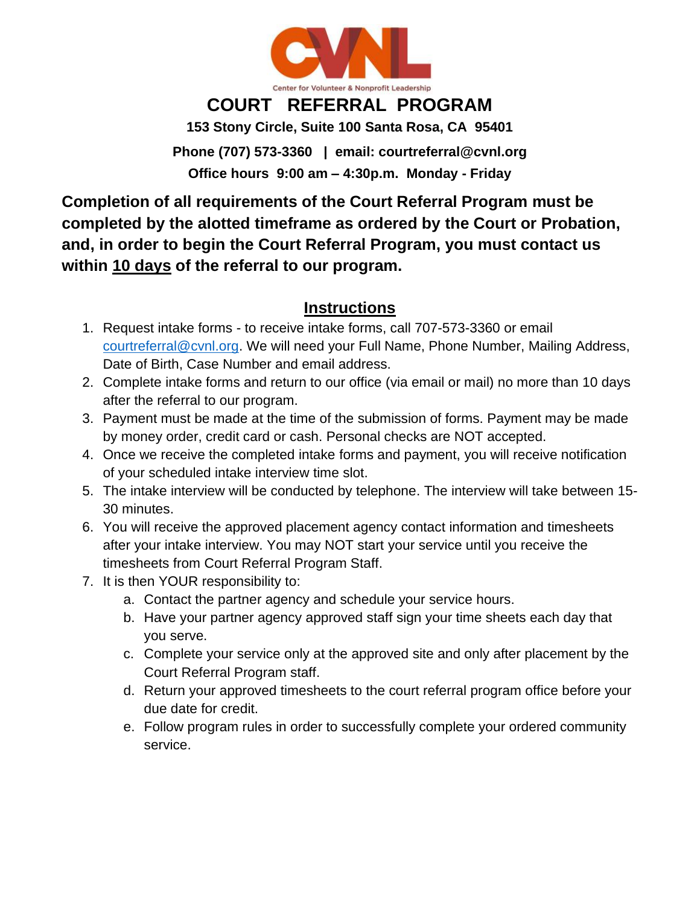CVNL

Center for Volunteer & Nonprofit Leadership

# COURT REFERRAL PROGRAM

**153 Stony Circle, Suite 100 Santa Rosa, CA 95401**

**Phone (707) 573-3360 | email: courtreferral@cvnl.org**

**Office hours 9:00 am – 4:30p.m. Monday - Friday**

**Completion of all requirements of the Court Referral Program must be completed by the alotted timeframe as ordered by the Court or Probation, and, in order to begin the Court Referral Program, you must contact us within 10 days of the referral to our program.**

## Instructions

1. Request intake forms - to receive intake forms, call 707-573-3360 or email courtreferral@cvnl.org. We will need your Full Name, Phone Number, Mailing Address, Date of Birth, Case Number and email address.
2. Complete intake forms and return to our office (via email or mail) no more than 10 days after the referral to our program.
3. Payment must be made at the time of the submission of forms. Payment may be made by money order, credit card or cash. Personal checks are NOT accepted.
4. Once we receive the completed intake forms and payment, you will receive notification of your scheduled intake interview time slot.
5. The intake interview will be conducted by telephone. The interview will take between 15-30 minutes.
6. You will receive the approved placement agency contact information and timesheets after your intake interview. You may NOT start your service until you receive the timesheets from Court Referral Program Staff.
7. It is then YOUR responsibility to:
    a. Contact the partner agency and schedule your service hours.
    b. Have your partner agency approved staff sign your time sheets each day that you serve.
    c. Complete your service only at the approved site and only after placement by the Court Referral Program staff.
    d. Return your approved timesheets to the court referral program office before your due date for credit.
    e. Follow program rules in order to successfully complete your ordered community service.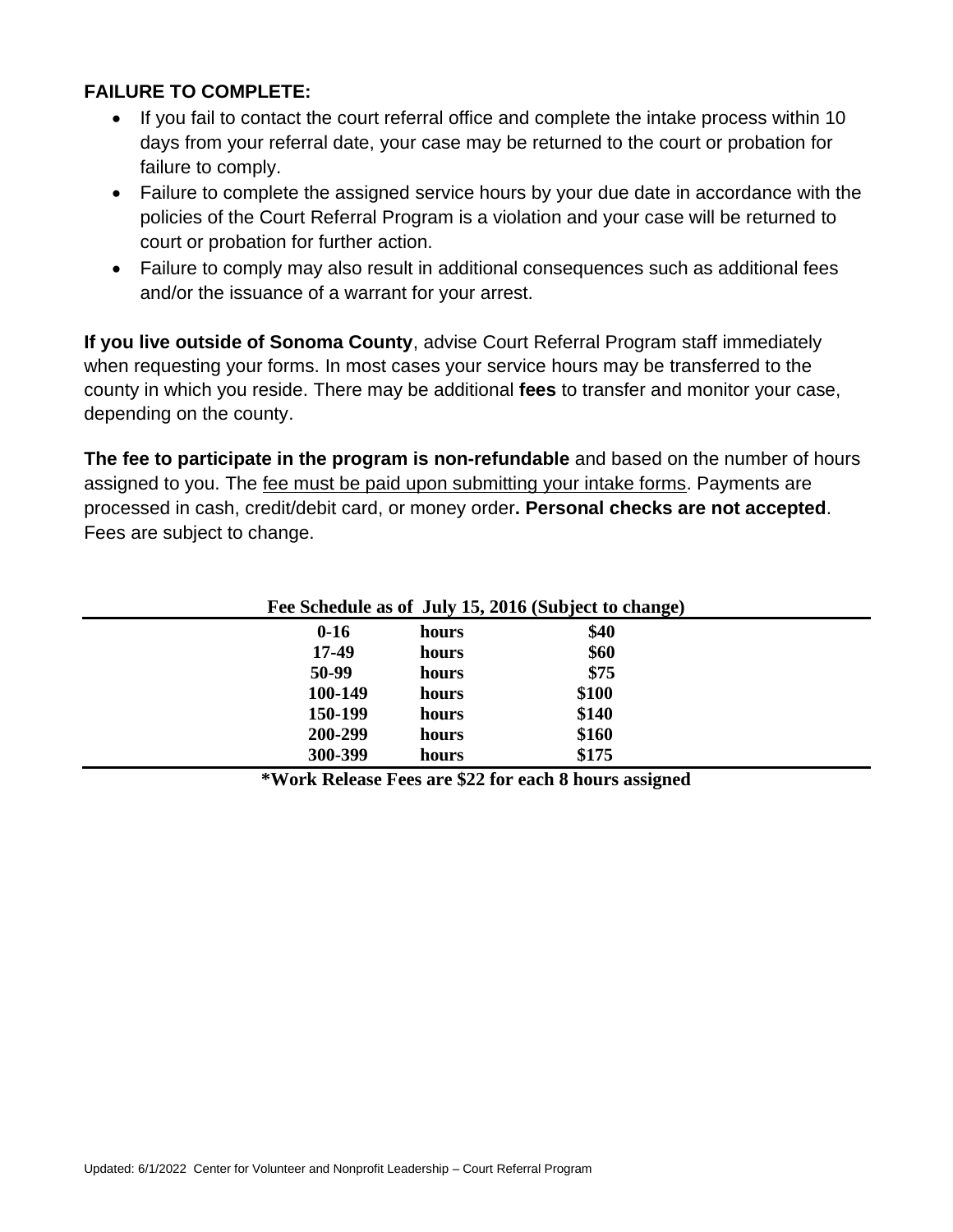**FAILURE TO COMPLETE:**

- If you fail to contact the court referral office and complete the intake process within 10 days from your referral date, your case may be returned to the court or probation for failure to comply.
- Failure to complete the assigned service hours by your due date in accordance with the policies of the Court Referral Program is a violation and your case will be returned to court or probation for further action.
- Failure to comply may also result in additional consequences such as additional fees and/or the issuance of a warrant for your arrest.

**If you live outside of Sonoma County**, advise Court Referral Program staff immediately when requesting your forms. In most cases your service hours may be transferred to the county in which you reside. There may be additional **fees** to transfer and monitor your case, depending on the county.

**The fee to participate in the program is non-refundable** and based on the number of hours assigned to you. The fee must be paid upon submitting your intake forms. Payments are processed in cash, credit/debit card, or money order**. Personal checks are not accepted**. Fees are subject to change.

**Fee Schedule as of July 15, 2016 (Subject to change)**

| | | |
|---|---|---|
| **0-16** | **hours** | **$40** |
| **17-49** | **hours** | **$60** |
| **50-99** | **hours** | **$75** |
| **100-149** | **hours** | **$100** |
| **150-199** | **hours** | **$140** |
| **200-299** | **hours** | **$160** |
| **300-399** | **hours** | **$175** |

**\*Work Release Fees are $22 for each 8 hours assigned**

Updated: 6/1/2022 Center for Volunteer and Nonprofit Leadership – Court Referral Program